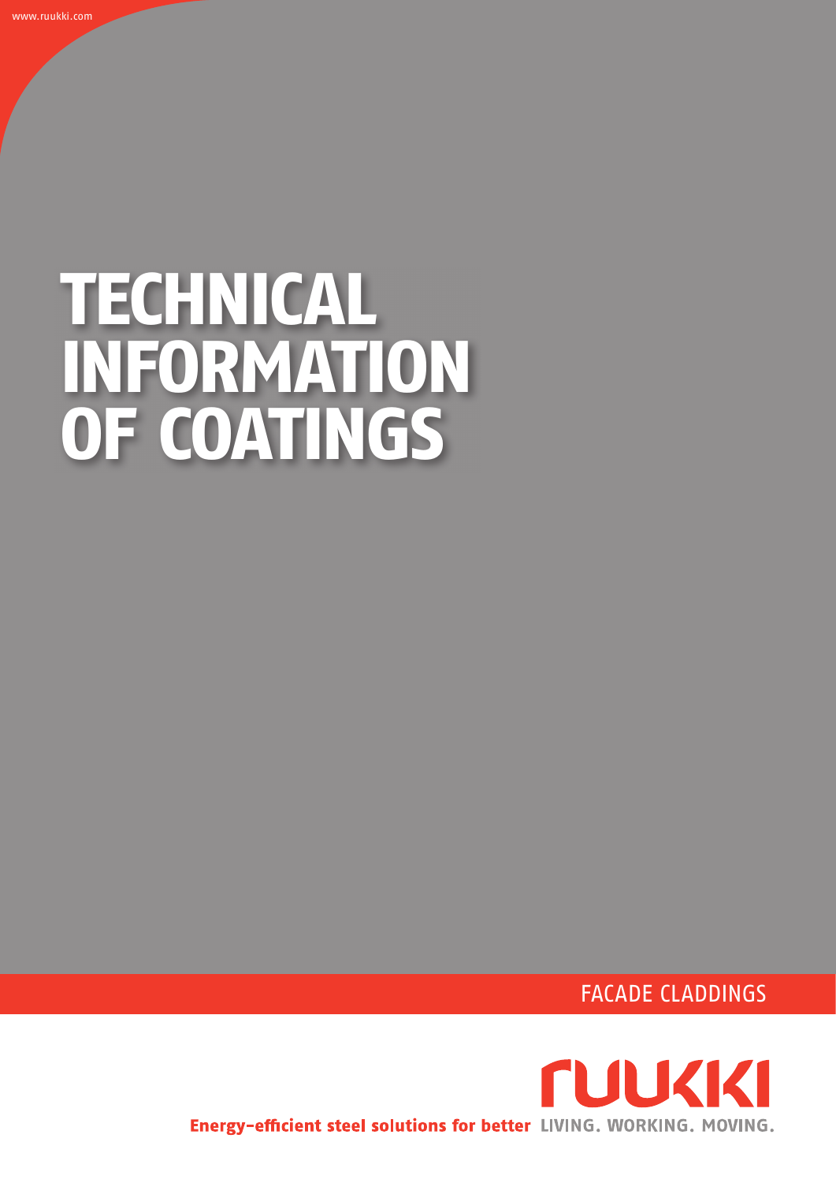www.ruukki.com

# TECHNICAL INFORMATION OF COATINGS

FACADE CLADDINGS

RUUKKI

**Energy-efficient steel solutions for better** LIVING. WORKING. MOVING.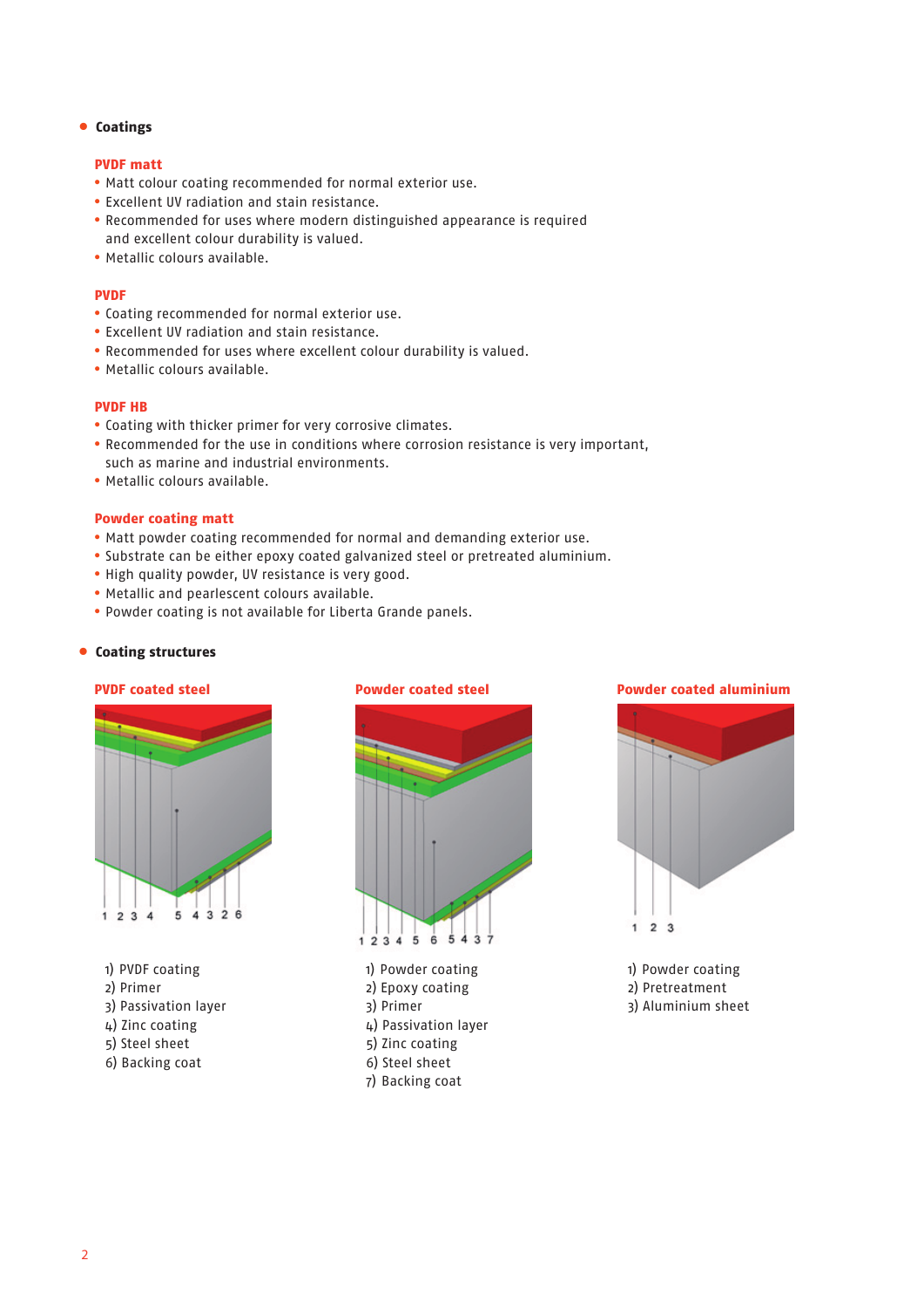## Coatings

### PVDF matt

- Matt colour coating recommended for normal exterior use.
- Excellent UV radiation and stain resistance.
- Recommended for uses where modern distinguished appearance is required and excellent colour durability is valued.
- Metallic colours available.

### PVDF

- Coating recommended for normal exterior use.
- Excellent UV radiation and stain resistance.
- Recommended for uses where excellent colour durability is valued.
- Metallic colours available.

### PVDF HB

- Coating with thicker primer for very corrosive climates.
- Recommended for the use in conditions where corrosion resistance is very important, such as marine and industrial environments.
- Metallic colours available.

### Powder coating matt

- Matt powder coating recommended for normal and demanding exterior use.
- Substrate can be either epoxy coated galvanized steel or pretreated aluminium.
- High quality powder, UV resistance is very good.
- Metallic and pearlescent colours available.
- Powder coating is not available for Liberta Grande panels.

## Coating structures

### PVDF coated steel

1) PVDF coating
2) Primer
3) Passivation layer
4) Zinc coating
5) Steel sheet
6) Backing coat

### Powder coated steel

1) Powder coating
2) Epoxy coating
3) Primer
4) Passivation layer
5) Zinc coating
6) Steel sheet
7) Backing coat

### Powder coated aluminium

1) Powder coating
2) Pretreatment
3) Aluminium sheet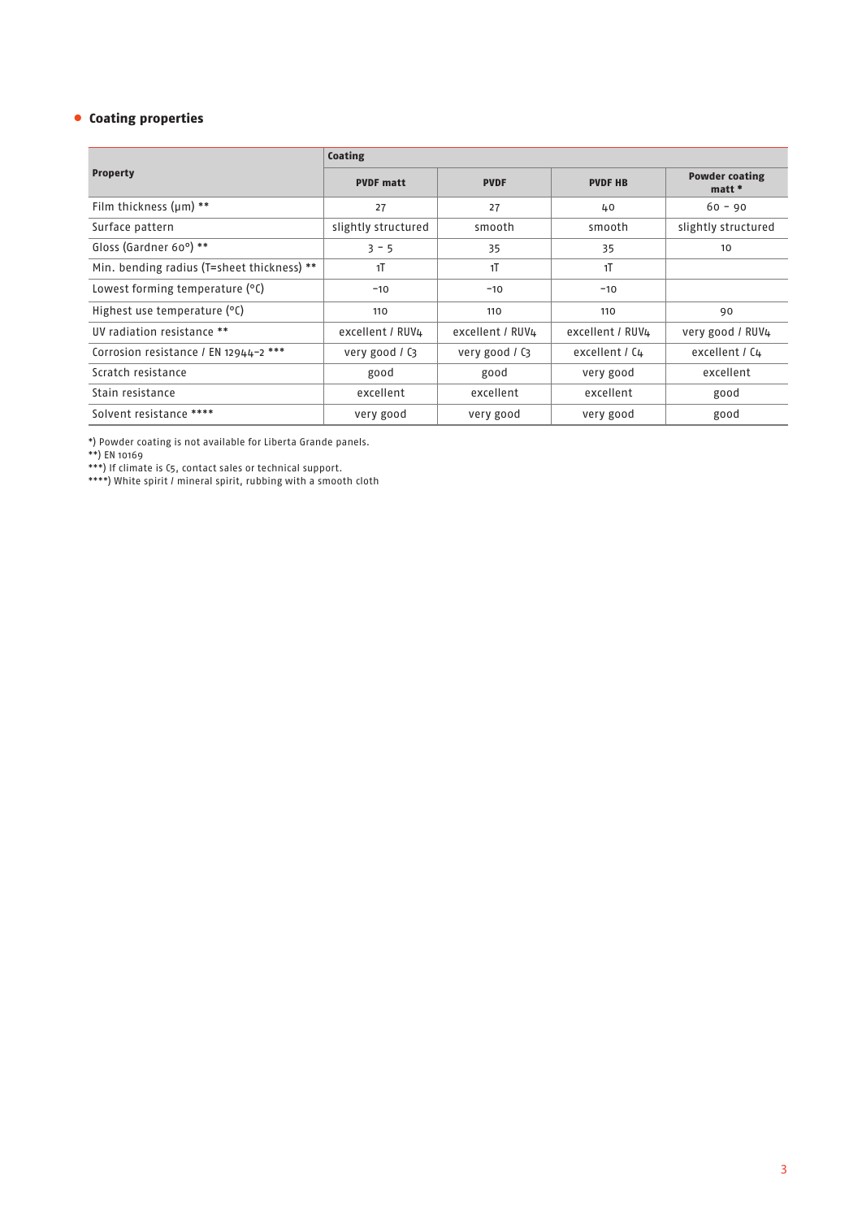## Coating properties

| Property | Coating | | | |
|---|---|---|---|---|
| | PVDF matt | PVDF | PVDF HB | Powder coating matt * |
| Film thickness (µm) ** | 27 | 27 | 40 | 60 – 90 |
| Surface pattern | slightly structured | smooth | smooth | slightly structured |
| Gloss (Gardner 60°) ** | 3 – 5 | 35 | 35 | 10 |
| Min. bending radius (T=sheet thickness) ** | 1T | 1T | 1T | |
| Lowest forming temperature (°C) | −10 | −10 | −10 | |
| Highest use temperature (°C) | 110 | 110 | 110 | 90 |
| UV radiation resistance ** | excellent / RUV4 | excellent / RUV4 | excellent / RUV4 | very good / RUV4 |
| Corrosion resistance / EN 12944-2 *** | very good / C3 | very good / C3 | excellent / C4 | excellent / C4 |
| Scratch resistance | good | good | very good | excellent |
| Stain resistance | excellent | excellent | excellent | good |
| Solvent resistance **** | very good | very good | very good | good |

*) Powder coating is not available for Liberta Grande panels.
**) EN 10169
***) If climate is C5, contact sales or technical support.
****) White spirit / mineral spirit, rubbing with a smooth cloth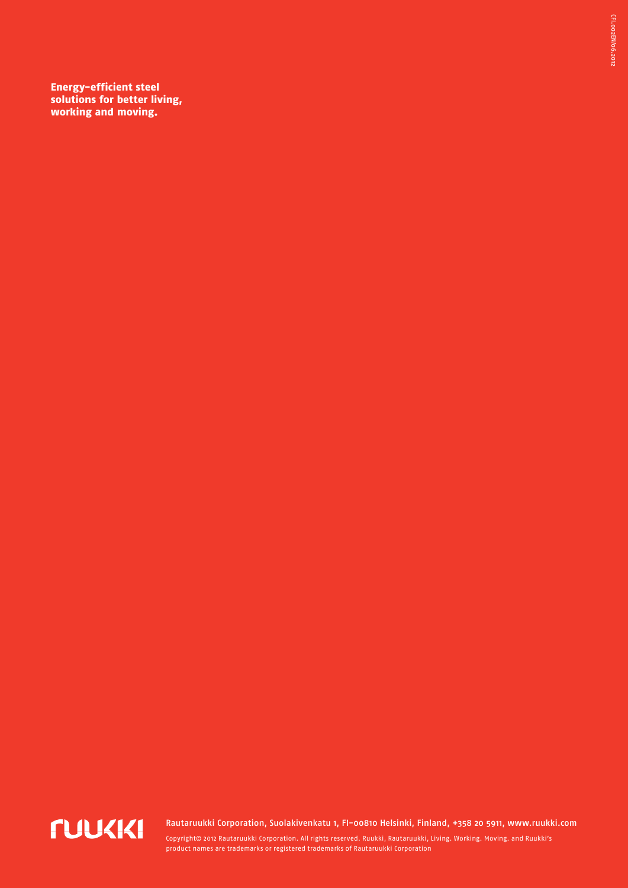**Energy-efficient steel solutions for better living, working and moving.**

CFI.002EN/06.2012

RUUKKI

Rautaruukki Corporation, Suolakivenkatu 1, FI-00810 Helsinki, Finland, +358 20 5911, www.ruukki.com

Copyright© 2012 Rautaruukki Corporation. All rights reserved. Ruukki, Rautaruukki, Living. Working. Moving. and Ruukki's product names are trademarks or registered trademarks of Rautaruukki Corporation